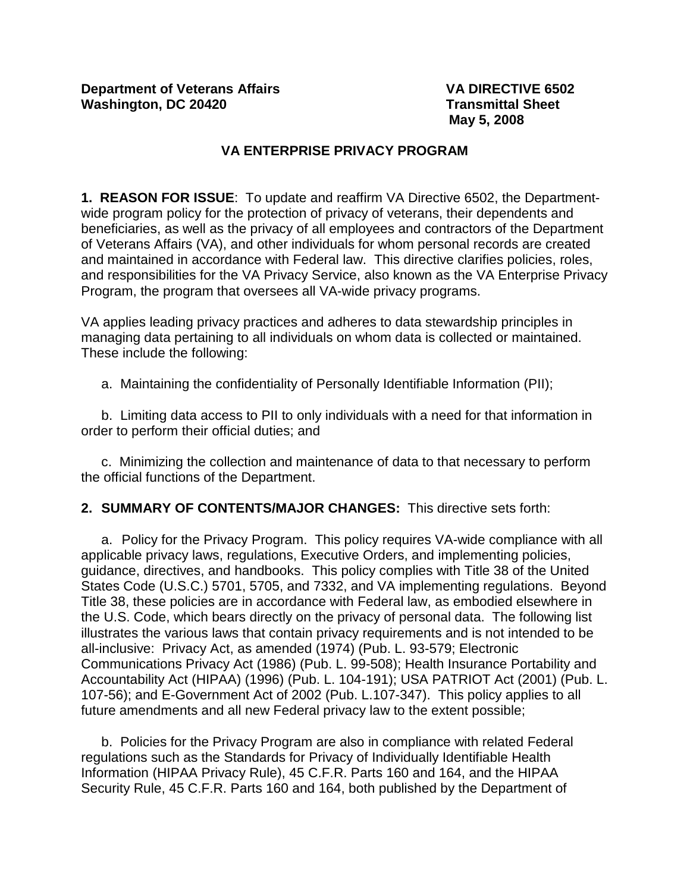**Department of Veterans Affairs**
**Washington, DC 20420**

**VA DIRECTIVE 6502**
**Transmittal Sheet**
**May 5, 2008**

# VA ENTERPRISE PRIVACY PROGRAM

**1. REASON FOR ISSUE**: To update and reaffirm VA Directive 6502, the Department-wide program policy for the protection of privacy of veterans, their dependents and beneficiaries, as well as the privacy of all employees and contractors of the Department of Veterans Affairs (VA), and other individuals for whom personal records are created and maintained in accordance with Federal law. This directive clarifies policies, roles, and responsibilities for the VA Privacy Service, also known as the VA Enterprise Privacy Program, the program that oversees all VA-wide privacy programs.

VA applies leading privacy practices and adheres to data stewardship principles in managing data pertaining to all individuals on whom data is collected or maintained. These include the following:

a. Maintaining the confidentiality of Personally Identifiable Information (PII);

b. Limiting data access to PII to only individuals with a need for that information in order to perform their official duties; and

c. Minimizing the collection and maintenance of data to that necessary to perform the official functions of the Department.

**2. SUMMARY OF CONTENTS/MAJOR CHANGES:** This directive sets forth:

a. Policy for the Privacy Program. This policy requires VA-wide compliance with all applicable privacy laws, regulations, Executive Orders, and implementing policies, guidance, directives, and handbooks. This policy complies with Title 38 of the United States Code (U.S.C.) 5701, 5705, and 7332, and VA implementing regulations. Beyond Title 38, these policies are in accordance with Federal law, as embodied elsewhere in the U.S. Code, which bears directly on the privacy of personal data. The following list illustrates the various laws that contain privacy requirements and is not intended to be all-inclusive: Privacy Act, as amended (1974) (Pub. L. 93-579; Electronic Communications Privacy Act (1986) (Pub. L. 99-508); Health Insurance Portability and Accountability Act (HIPAA) (1996) (Pub. L. 104-191); USA PATRIOT Act (2001) (Pub. L. 107-56); and E-Government Act of 2002 (Pub. L.107-347). This policy applies to all future amendments and all new Federal privacy law to the extent possible;

b. Policies for the Privacy Program are also in compliance with related Federal regulations such as the Standards for Privacy of Individually Identifiable Health Information (HIPAA Privacy Rule), 45 C.F.R. Parts 160 and 164, and the HIPAA Security Rule, 45 C.F.R. Parts 160 and 164, both published by the Department of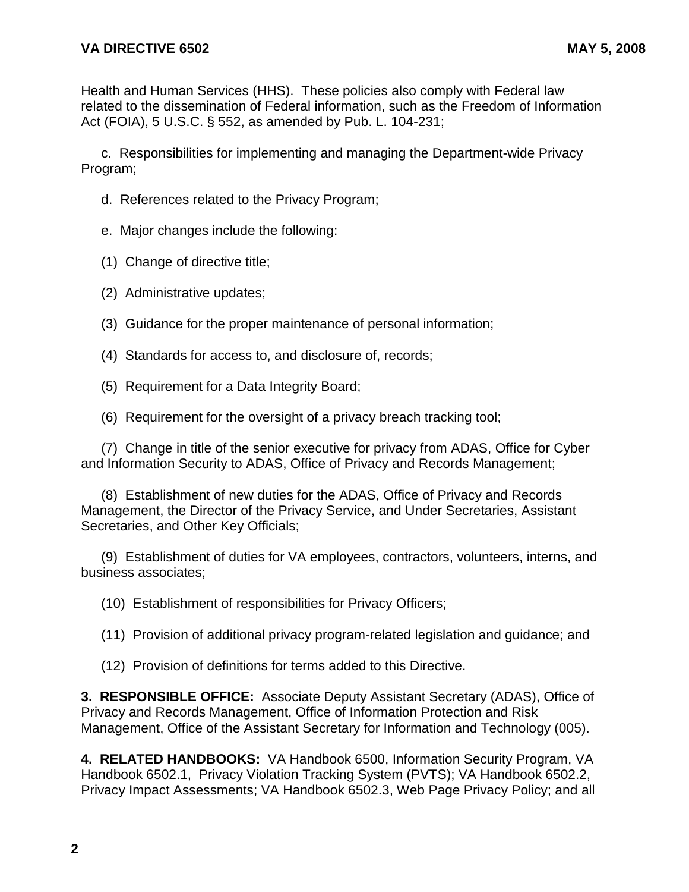Health and Human Services (HHS). These policies also comply with Federal law related to the dissemination of Federal information, such as the Freedom of Information Act (FOIA), 5 U.S.C. § 552, as amended by Pub. L. 104-231;

c. Responsibilities for implementing and managing the Department-wide Privacy Program;

d. References related to the Privacy Program;

e. Major changes include the following:

(1) Change of directive title;

(2) Administrative updates;

(3) Guidance for the proper maintenance of personal information;

(4) Standards for access to, and disclosure of, records;

(5) Requirement for a Data Integrity Board;

(6) Requirement for the oversight of a privacy breach tracking tool;

(7) Change in title of the senior executive for privacy from ADAS, Office for Cyber and Information Security to ADAS, Office of Privacy and Records Management;

(8) Establishment of new duties for the ADAS, Office of Privacy and Records Management, the Director of the Privacy Service, and Under Secretaries, Assistant Secretaries, and Other Key Officials;

(9) Establishment of duties for VA employees, contractors, volunteers, interns, and business associates;

(10) Establishment of responsibilities for Privacy Officers;

(11) Provision of additional privacy program-related legislation and guidance; and

(12) Provision of definitions for terms added to this Directive.

**3. RESPONSIBLE OFFICE:** Associate Deputy Assistant Secretary (ADAS), Office of Privacy and Records Management, Office of Information Protection and Risk Management, Office of the Assistant Secretary for Information and Technology (005).

**4. RELATED HANDBOOKS:** VA Handbook 6500, Information Security Program, VA Handbook 6502.1, Privacy Violation Tracking System (PVTS); VA Handbook 6502.2, Privacy Impact Assessments; VA Handbook 6502.3, Web Page Privacy Policy; and all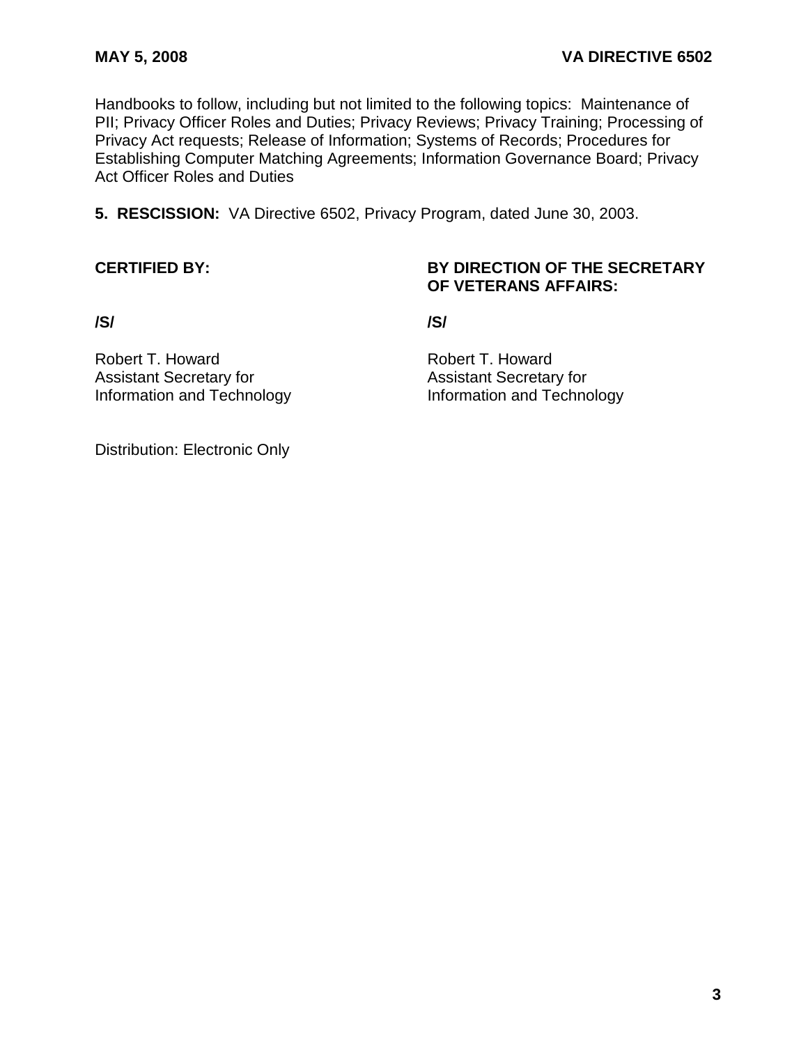Handbooks to follow, including but not limited to the following topics: Maintenance of PII; Privacy Officer Roles and Duties; Privacy Reviews; Privacy Training; Processing of Privacy Act requests; Release of Information; Systems of Records; Procedures for Establishing Computer Matching Agreements; Information Governance Board; Privacy Act Officer Roles and Duties

**5. RESCISSION:** VA Directive 6502, Privacy Program, dated June 30, 2003.

**CERTIFIED BY:**

**/S/**

Robert T. Howard
Assistant Secretary for
Information and Technology

**BY DIRECTION OF THE SECRETARY OF VETERANS AFFAIRS:**

**/S/**

Robert T. Howard
Assistant Secretary for
Information and Technology

Distribution: Electronic Only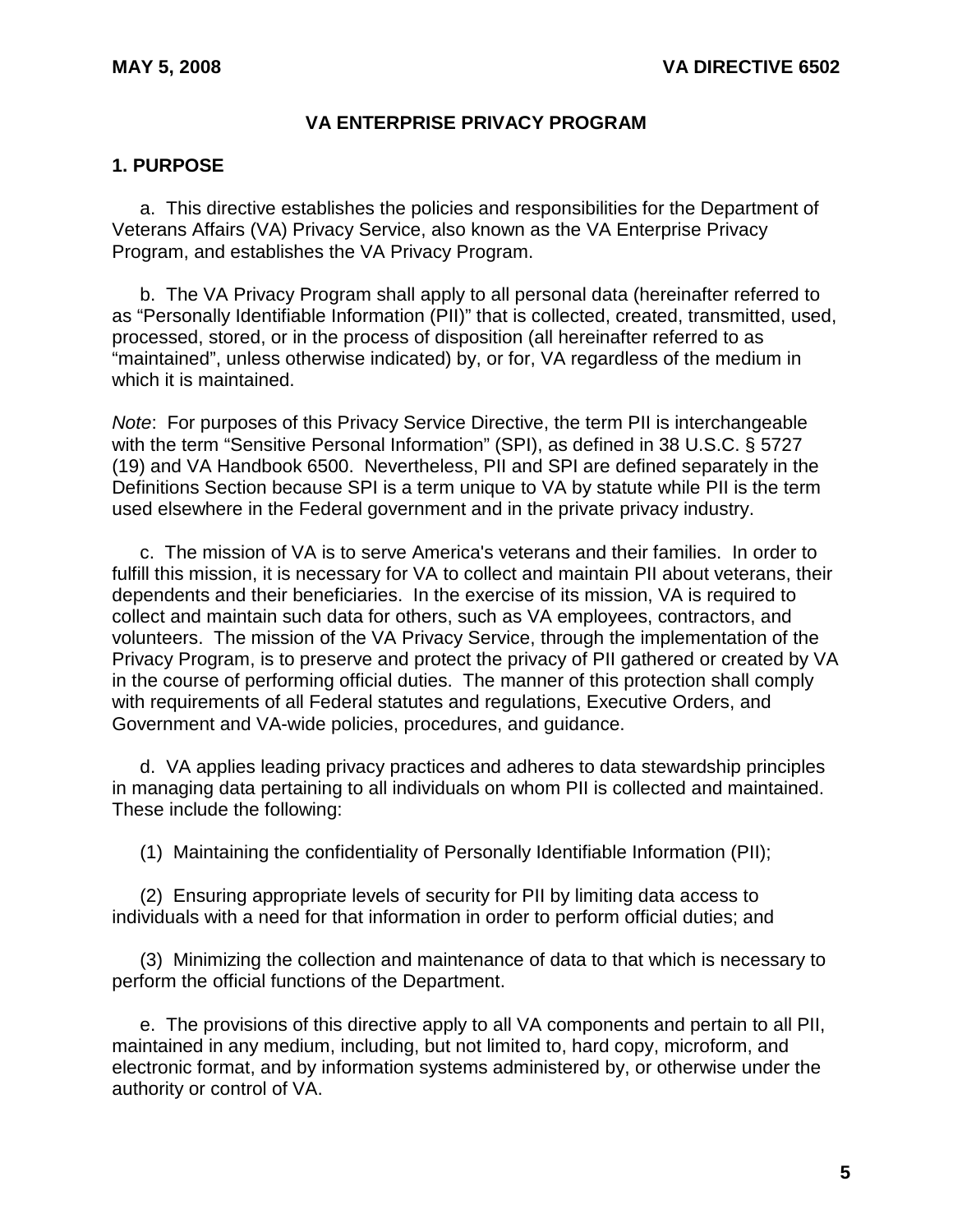# VA ENTERPRISE PRIVACY PROGRAM

## 1. PURPOSE

a. This directive establishes the policies and responsibilities for the Department of Veterans Affairs (VA) Privacy Service, also known as the VA Enterprise Privacy Program, and establishes the VA Privacy Program.

b. The VA Privacy Program shall apply to all personal data (hereinafter referred to as "Personally Identifiable Information (PII)" that is collected, created, transmitted, used, processed, stored, or in the process of disposition (all hereinafter referred to as "maintained", unless otherwise indicated) by, or for, VA regardless of the medium in which it is maintained.

*Note*: For purposes of this Privacy Service Directive, the term PII is interchangeable with the term "Sensitive Personal Information" (SPI), as defined in 38 U.S.C. § 5727 (19) and VA Handbook 6500. Nevertheless, PII and SPI are defined separately in the Definitions Section because SPI is a term unique to VA by statute while PII is the term used elsewhere in the Federal government and in the private privacy industry.

c. The mission of VA is to serve America's veterans and their families. In order to fulfill this mission, it is necessary for VA to collect and maintain PII about veterans, their dependents and their beneficiaries. In the exercise of its mission, VA is required to collect and maintain such data for others, such as VA employees, contractors, and volunteers. The mission of the VA Privacy Service, through the implementation of the Privacy Program, is to preserve and protect the privacy of PII gathered or created by VA in the course of performing official duties. The manner of this protection shall comply with requirements of all Federal statutes and regulations, Executive Orders, and Government and VA-wide policies, procedures, and guidance.

d. VA applies leading privacy practices and adheres to data stewardship principles in managing data pertaining to all individuals on whom PII is collected and maintained. These include the following:

(1) Maintaining the confidentiality of Personally Identifiable Information (PII);

(2) Ensuring appropriate levels of security for PII by limiting data access to individuals with a need for that information in order to perform official duties; and

(3) Minimizing the collection and maintenance of data to that which is necessary to perform the official functions of the Department.

e. The provisions of this directive apply to all VA components and pertain to all PII, maintained in any medium, including, but not limited to, hard copy, microform, and electronic format, and by information systems administered by, or otherwise under the authority or control of VA.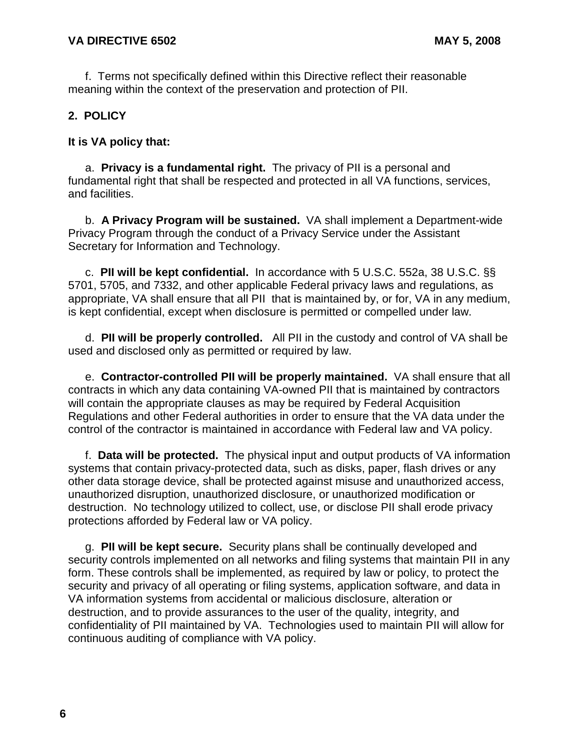f. Terms not specifically defined within this Directive reflect their reasonable meaning within the context of the preservation and protection of PII.

## 2. POLICY

**It is VA policy that:**

a. **Privacy is a fundamental right.** The privacy of PII is a personal and fundamental right that shall be respected and protected in all VA functions, services, and facilities.

b. **A Privacy Program will be sustained.** VA shall implement a Department-wide Privacy Program through the conduct of a Privacy Service under the Assistant Secretary for Information and Technology.

c. **PII will be kept confidential.** In accordance with 5 U.S.C. 552a, 38 U.S.C. §§ 5701, 5705, and 7332, and other applicable Federal privacy laws and regulations, as appropriate, VA shall ensure that all PII that is maintained by, or for, VA in any medium, is kept confidential, except when disclosure is permitted or compelled under law.

d. **PII will be properly controlled.** All PII in the custody and control of VA shall be used and disclosed only as permitted or required by law.

e. **Contractor-controlled PII will be properly maintained.** VA shall ensure that all contracts in which any data containing VA-owned PII that is maintained by contractors will contain the appropriate clauses as may be required by Federal Acquisition Regulations and other Federal authorities in order to ensure that the VA data under the control of the contractor is maintained in accordance with Federal law and VA policy.

f. **Data will be protected.** The physical input and output products of VA information systems that contain privacy-protected data, such as disks, paper, flash drives or any other data storage device, shall be protected against misuse and unauthorized access, unauthorized disruption, unauthorized disclosure, or unauthorized modification or destruction. No technology utilized to collect, use, or disclose PII shall erode privacy protections afforded by Federal law or VA policy.

g. **PII will be kept secure.** Security plans shall be continually developed and security controls implemented on all networks and filing systems that maintain PII in any form. These controls shall be implemented, as required by law or policy, to protect the security and privacy of all operating or filing systems, application software, and data in VA information systems from accidental or malicious disclosure, alteration or destruction, and to provide assurances to the user of the quality, integrity, and confidentiality of PII maintained by VA. Technologies used to maintain PII will allow for continuous auditing of compliance with VA policy.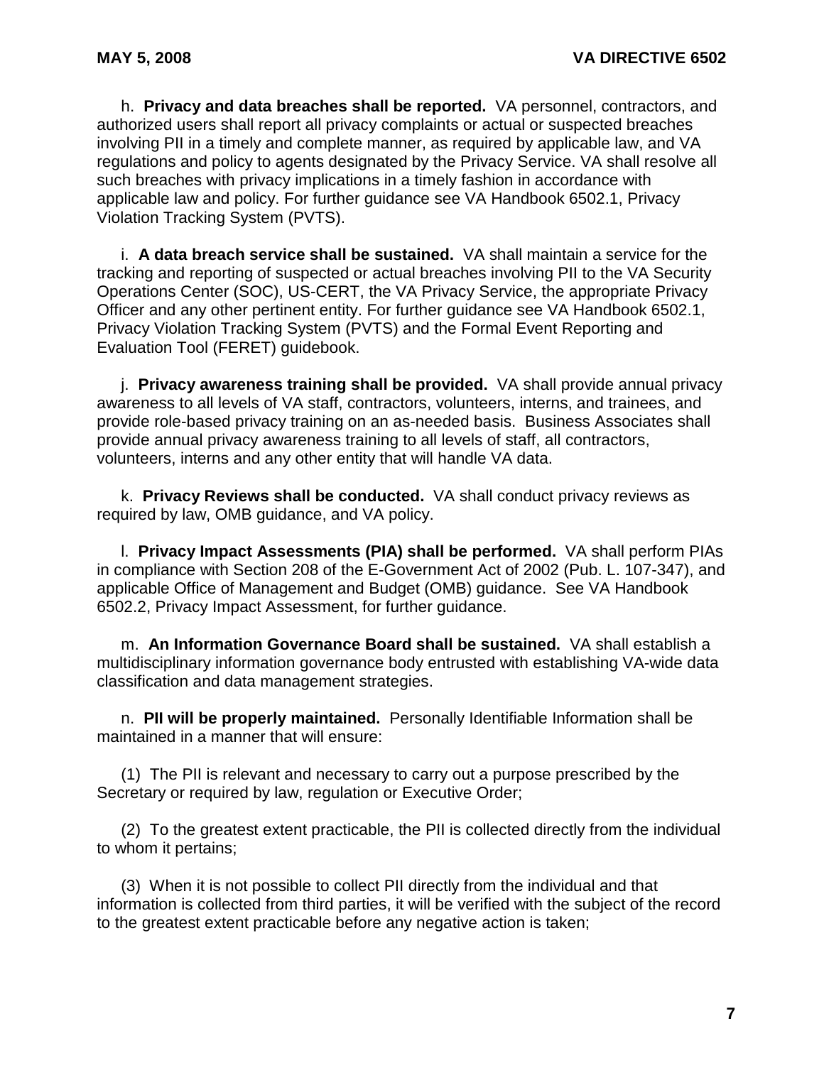h. **Privacy and data breaches shall be reported.** VA personnel, contractors, and authorized users shall report all privacy complaints or actual or suspected breaches involving PII in a timely and complete manner, as required by applicable law, and VA regulations and policy to agents designated by the Privacy Service. VA shall resolve all such breaches with privacy implications in a timely fashion in accordance with applicable law and policy. For further guidance see VA Handbook 6502.1, Privacy Violation Tracking System (PVTS).

i. **A data breach service shall be sustained.** VA shall maintain a service for the tracking and reporting of suspected or actual breaches involving PII to the VA Security Operations Center (SOC), US-CERT, the VA Privacy Service, the appropriate Privacy Officer and any other pertinent entity. For further guidance see VA Handbook 6502.1, Privacy Violation Tracking System (PVTS) and the Formal Event Reporting and Evaluation Tool (FERET) guidebook.

j. **Privacy awareness training shall be provided.** VA shall provide annual privacy awareness to all levels of VA staff, contractors, volunteers, interns, and trainees, and provide role-based privacy training on an as-needed basis. Business Associates shall provide annual privacy awareness training to all levels of staff, all contractors, volunteers, interns and any other entity that will handle VA data.

k. **Privacy Reviews shall be conducted.** VA shall conduct privacy reviews as required by law, OMB guidance, and VA policy.

l. **Privacy Impact Assessments (PIA) shall be performed.** VA shall perform PIAs in compliance with Section 208 of the E-Government Act of 2002 (Pub. L. 107-347), and applicable Office of Management and Budget (OMB) guidance. See VA Handbook 6502.2, Privacy Impact Assessment, for further guidance.

m. **An Information Governance Board shall be sustained.** VA shall establish a multidisciplinary information governance body entrusted with establishing VA-wide data classification and data management strategies.

n. **PII will be properly maintained.** Personally Identifiable Information shall be maintained in a manner that will ensure:

(1) The PII is relevant and necessary to carry out a purpose prescribed by the Secretary or required by law, regulation or Executive Order;

(2) To the greatest extent practicable, the PII is collected directly from the individual to whom it pertains;

(3) When it is not possible to collect PII directly from the individual and that information is collected from third parties, it will be verified with the subject of the record to the greatest extent practicable before any negative action is taken;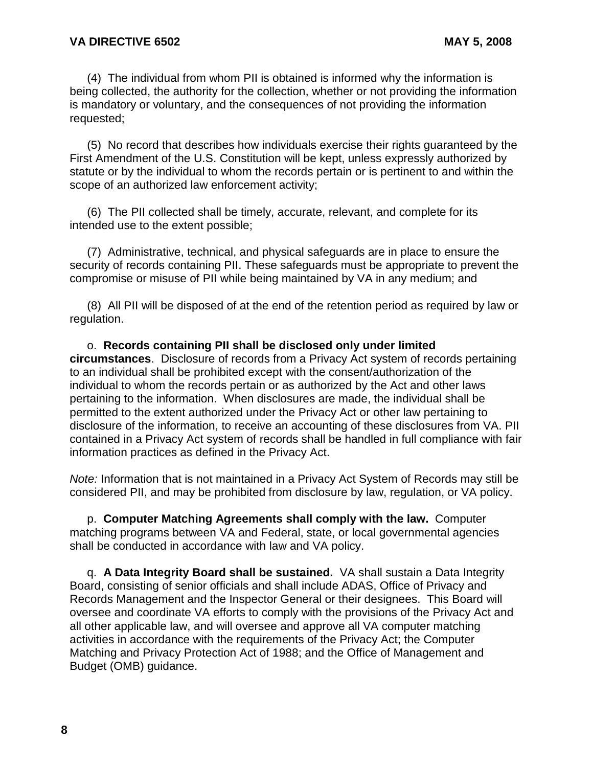(4) The individual from whom PII is obtained is informed why the information is being collected, the authority for the collection, whether or not providing the information is mandatory or voluntary, and the consequences of not providing the information requested;

(5) No record that describes how individuals exercise their rights guaranteed by the First Amendment of the U.S. Constitution will be kept, unless expressly authorized by statute or by the individual to whom the records pertain or is pertinent to and within the scope of an authorized law enforcement activity;

(6) The PII collected shall be timely, accurate, relevant, and complete for its intended use to the extent possible;

(7) Administrative, technical, and physical safeguards are in place to ensure the security of records containing PII. These safeguards must be appropriate to prevent the compromise or misuse of PII while being maintained by VA in any medium; and

(8) All PII will be disposed of at the end of the retention period as required by law or regulation.

o. **Records containing PII shall be disclosed only under limited circumstances**. Disclosure of records from a Privacy Act system of records pertaining to an individual shall be prohibited except with the consent/authorization of the individual to whom the records pertain or as authorized by the Act and other laws pertaining to the information. When disclosures are made, the individual shall be permitted to the extent authorized under the Privacy Act or other law pertaining to disclosure of the information, to receive an accounting of these disclosures from VA. PII contained in a Privacy Act system of records shall be handled in full compliance with fair information practices as defined in the Privacy Act.

*Note:* Information that is not maintained in a Privacy Act System of Records may still be considered PII, and may be prohibited from disclosure by law, regulation, or VA policy.

p. **Computer Matching Agreements shall comply with the law.** Computer matching programs between VA and Federal, state, or local governmental agencies shall be conducted in accordance with law and VA policy.

q. **A Data Integrity Board shall be sustained.** VA shall sustain a Data Integrity Board, consisting of senior officials and shall include ADAS, Office of Privacy and Records Management and the Inspector General or their designees. This Board will oversee and coordinate VA efforts to comply with the provisions of the Privacy Act and all other applicable law, and will oversee and approve all VA computer matching activities in accordance with the requirements of the Privacy Act; the Computer Matching and Privacy Protection Act of 1988; and the Office of Management and Budget (OMB) guidance.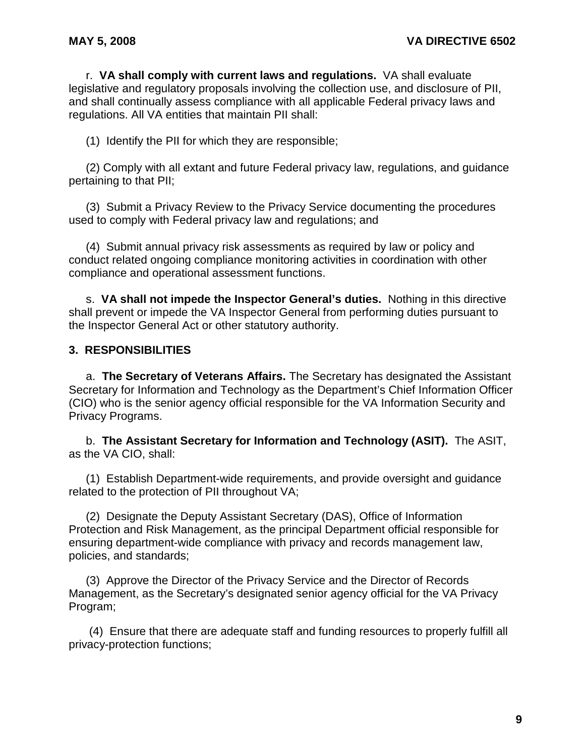r. **VA shall comply with current laws and regulations.** VA shall evaluate legislative and regulatory proposals involving the collection use, and disclosure of PII, and shall continually assess compliance with all applicable Federal privacy laws and regulations. All VA entities that maintain PII shall:

(1) Identify the PII for which they are responsible;

(2) Comply with all extant and future Federal privacy law, regulations, and guidance pertaining to that PII;

(3) Submit a Privacy Review to the Privacy Service documenting the procedures used to comply with Federal privacy law and regulations; and

(4) Submit annual privacy risk assessments as required by law or policy and conduct related ongoing compliance monitoring activities in coordination with other compliance and operational assessment functions.

s. **VA shall not impede the Inspector General's duties.** Nothing in this directive shall prevent or impede the VA Inspector General from performing duties pursuant to the Inspector General Act or other statutory authority.

## 3. RESPONSIBILITIES

a. **The Secretary of Veterans Affairs.** The Secretary has designated the Assistant Secretary for Information and Technology as the Department's Chief Information Officer (CIO) who is the senior agency official responsible for the VA Information Security and Privacy Programs.

b. **The Assistant Secretary for Information and Technology (ASIT).** The ASIT, as the VA CIO, shall:

(1) Establish Department-wide requirements, and provide oversight and guidance related to the protection of PII throughout VA;

(2) Designate the Deputy Assistant Secretary (DAS), Office of Information Protection and Risk Management, as the principal Department official responsible for ensuring department-wide compliance with privacy and records management law, policies, and standards;

(3) Approve the Director of the Privacy Service and the Director of Records Management, as the Secretary's designated senior agency official for the VA Privacy Program;

(4) Ensure that there are adequate staff and funding resources to properly fulfill all privacy-protection functions;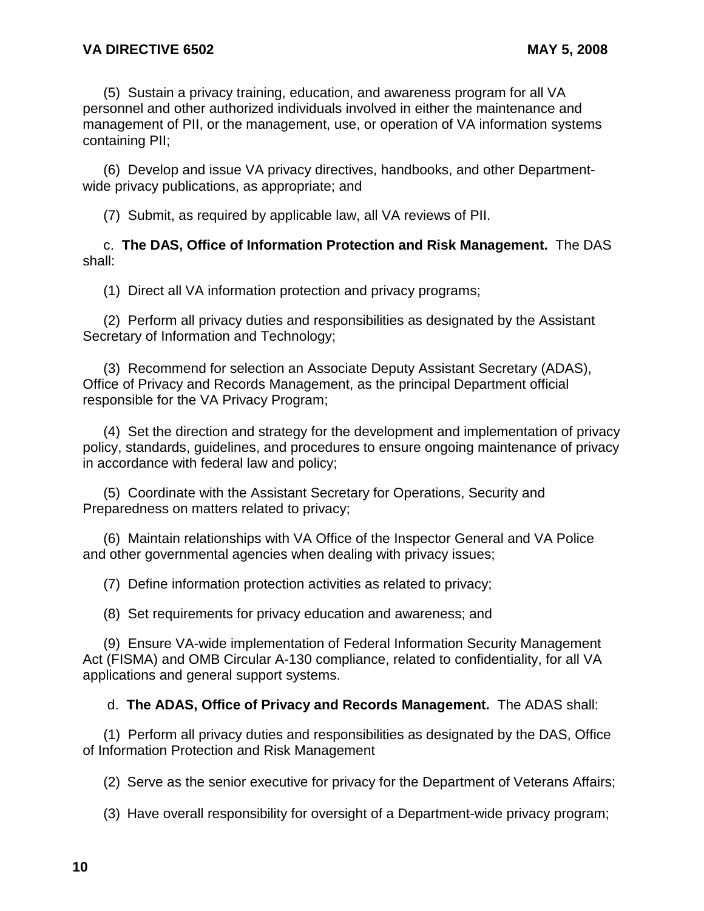(5) Sustain a privacy training, education, and awareness program for all VA personnel and other authorized individuals involved in either the maintenance and management of PII, or the management, use, or operation of VA information systems containing PII;

(6) Develop and issue VA privacy directives, handbooks, and other Department-wide privacy publications, as appropriate; and

(7) Submit, as required by applicable law, all VA reviews of PII.

c. **The DAS, Office of Information Protection and Risk Management.** The DAS shall:

(1) Direct all VA information protection and privacy programs;

(2) Perform all privacy duties and responsibilities as designated by the Assistant Secretary of Information and Technology;

(3) Recommend for selection an Associate Deputy Assistant Secretary (ADAS), Office of Privacy and Records Management, as the principal Department official responsible for the VA Privacy Program;

(4) Set the direction and strategy for the development and implementation of privacy policy, standards, guidelines, and procedures to ensure ongoing maintenance of privacy in accordance with federal law and policy;

(5) Coordinate with the Assistant Secretary for Operations, Security and Preparedness on matters related to privacy;

(6) Maintain relationships with VA Office of the Inspector General and VA Police and other governmental agencies when dealing with privacy issues;

(7) Define information protection activities as related to privacy;

(8) Set requirements for privacy education and awareness; and

(9) Ensure VA-wide implementation of Federal Information Security Management Act (FISMA) and OMB Circular A-130 compliance, related to confidentiality, for all VA applications and general support systems.

d. **The ADAS, Office of Privacy and Records Management.** The ADAS shall:

(1) Perform all privacy duties and responsibilities as designated by the DAS, Office of Information Protection and Risk Management

(2) Serve as the senior executive for privacy for the Department of Veterans Affairs;

(3) Have overall responsibility for oversight of a Department-wide privacy program;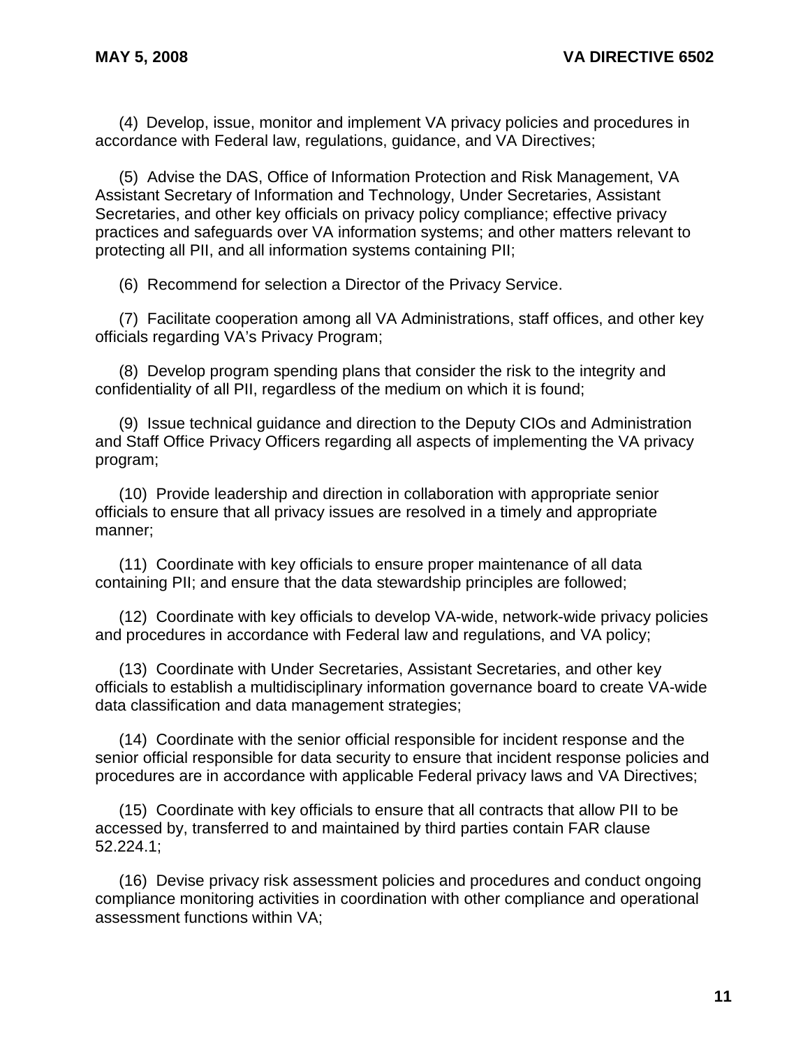(4) Develop, issue, monitor and implement VA privacy policies and procedures in accordance with Federal law, regulations, guidance, and VA Directives;

(5) Advise the DAS, Office of Information Protection and Risk Management, VA Assistant Secretary of Information and Technology, Under Secretaries, Assistant Secretaries, and other key officials on privacy policy compliance; effective privacy practices and safeguards over VA information systems; and other matters relevant to protecting all PII, and all information systems containing PII;

(6) Recommend for selection a Director of the Privacy Service.

(7) Facilitate cooperation among all VA Administrations, staff offices, and other key officials regarding VA's Privacy Program;

(8) Develop program spending plans that consider the risk to the integrity and confidentiality of all PII, regardless of the medium on which it is found;

(9) Issue technical guidance and direction to the Deputy CIOs and Administration and Staff Office Privacy Officers regarding all aspects of implementing the VA privacy program;

(10) Provide leadership and direction in collaboration with appropriate senior officials to ensure that all privacy issues are resolved in a timely and appropriate manner;

(11) Coordinate with key officials to ensure proper maintenance of all data containing PII; and ensure that the data stewardship principles are followed;

(12) Coordinate with key officials to develop VA-wide, network-wide privacy policies and procedures in accordance with Federal law and regulations, and VA policy;

(13) Coordinate with Under Secretaries, Assistant Secretaries, and other key officials to establish a multidisciplinary information governance board to create VA-wide data classification and data management strategies;

(14) Coordinate with the senior official responsible for incident response and the senior official responsible for data security to ensure that incident response policies and procedures are in accordance with applicable Federal privacy laws and VA Directives;

(15) Coordinate with key officials to ensure that all contracts that allow PII to be accessed by, transferred to and maintained by third parties contain FAR clause 52.224.1;

(16) Devise privacy risk assessment policies and procedures and conduct ongoing compliance monitoring activities in coordination with other compliance and operational assessment functions within VA;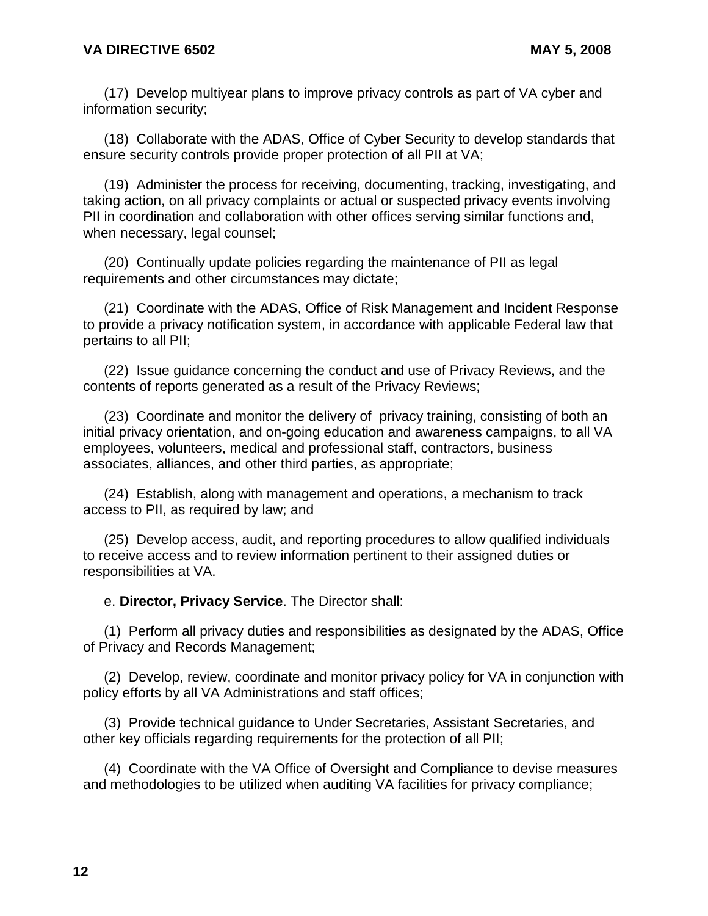(17) Develop multiyear plans to improve privacy controls as part of VA cyber and information security;

(18) Collaborate with the ADAS, Office of Cyber Security to develop standards that ensure security controls provide proper protection of all PII at VA;

(19) Administer the process for receiving, documenting, tracking, investigating, and taking action, on all privacy complaints or actual or suspected privacy events involving PII in coordination and collaboration with other offices serving similar functions and, when necessary, legal counsel;

(20) Continually update policies regarding the maintenance of PII as legal requirements and other circumstances may dictate;

(21) Coordinate with the ADAS, Office of Risk Management and Incident Response to provide a privacy notification system, in accordance with applicable Federal law that pertains to all PII;

(22) Issue guidance concerning the conduct and use of Privacy Reviews, and the contents of reports generated as a result of the Privacy Reviews;

(23) Coordinate and monitor the delivery of privacy training, consisting of both an initial privacy orientation, and on-going education and awareness campaigns, to all VA employees, volunteers, medical and professional staff, contractors, business associates, alliances, and other third parties, as appropriate;

(24) Establish, along with management and operations, a mechanism to track access to PII, as required by law; and

(25) Develop access, audit, and reporting procedures to allow qualified individuals to receive access and to review information pertinent to their assigned duties or responsibilities at VA.

e. **Director, Privacy Service**. The Director shall:

(1) Perform all privacy duties and responsibilities as designated by the ADAS, Office of Privacy and Records Management;

(2) Develop, review, coordinate and monitor privacy policy for VA in conjunction with policy efforts by all VA Administrations and staff offices;

(3) Provide technical guidance to Under Secretaries, Assistant Secretaries, and other key officials regarding requirements for the protection of all PII;

(4) Coordinate with the VA Office of Oversight and Compliance to devise measures and methodologies to be utilized when auditing VA facilities for privacy compliance;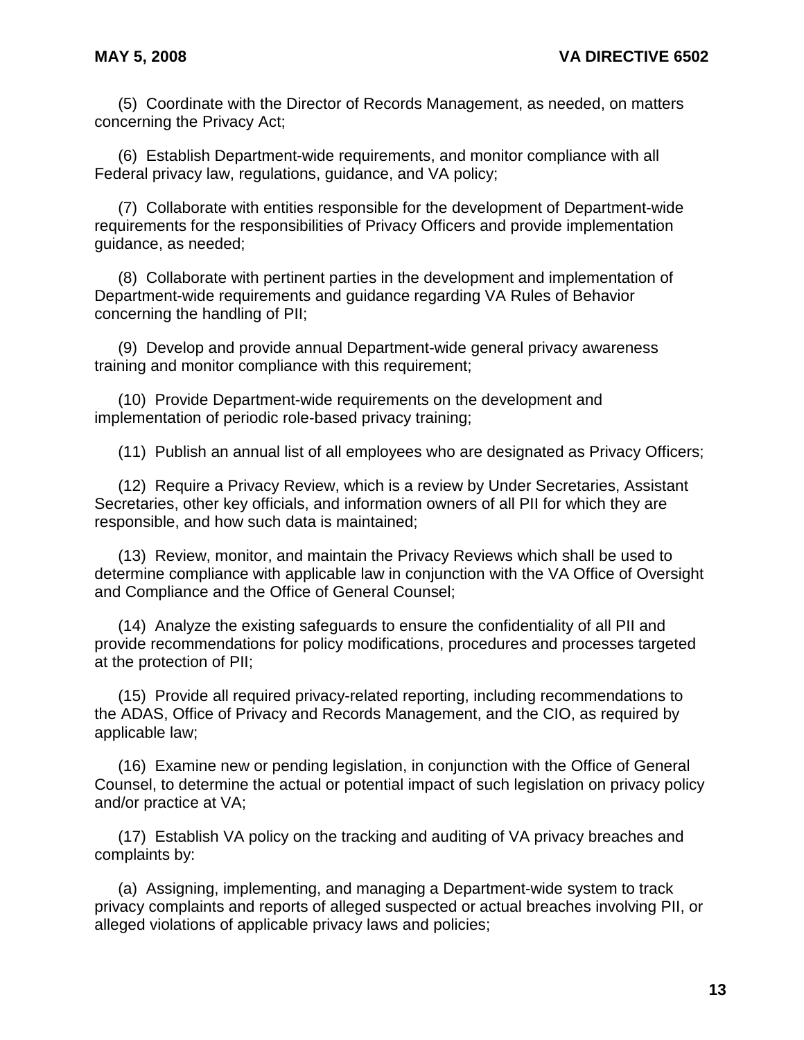(5) Coordinate with the Director of Records Management, as needed, on matters concerning the Privacy Act;

(6) Establish Department-wide requirements, and monitor compliance with all Federal privacy law, regulations, guidance, and VA policy;

(7) Collaborate with entities responsible for the development of Department-wide requirements for the responsibilities of Privacy Officers and provide implementation guidance, as needed;

(8) Collaborate with pertinent parties in the development and implementation of Department-wide requirements and guidance regarding VA Rules of Behavior concerning the handling of PII;

(9) Develop and provide annual Department-wide general privacy awareness training and monitor compliance with this requirement;

(10) Provide Department-wide requirements on the development and implementation of periodic role-based privacy training;

(11) Publish an annual list of all employees who are designated as Privacy Officers;

(12) Require a Privacy Review, which is a review by Under Secretaries, Assistant Secretaries, other key officials, and information owners of all PII for which they are responsible, and how such data is maintained;

(13) Review, monitor, and maintain the Privacy Reviews which shall be used to determine compliance with applicable law in conjunction with the VA Office of Oversight and Compliance and the Office of General Counsel;

(14) Analyze the existing safeguards to ensure the confidentiality of all PII and provide recommendations for policy modifications, procedures and processes targeted at the protection of PII;

(15) Provide all required privacy-related reporting, including recommendations to the ADAS, Office of Privacy and Records Management, and the CIO, as required by applicable law;

(16) Examine new or pending legislation, in conjunction with the Office of General Counsel, to determine the actual or potential impact of such legislation on privacy policy and/or practice at VA;

(17) Establish VA policy on the tracking and auditing of VA privacy breaches and complaints by:

(a) Assigning, implementing, and managing a Department-wide system to track privacy complaints and reports of alleged suspected or actual breaches involving PII, or alleged violations of applicable privacy laws and policies;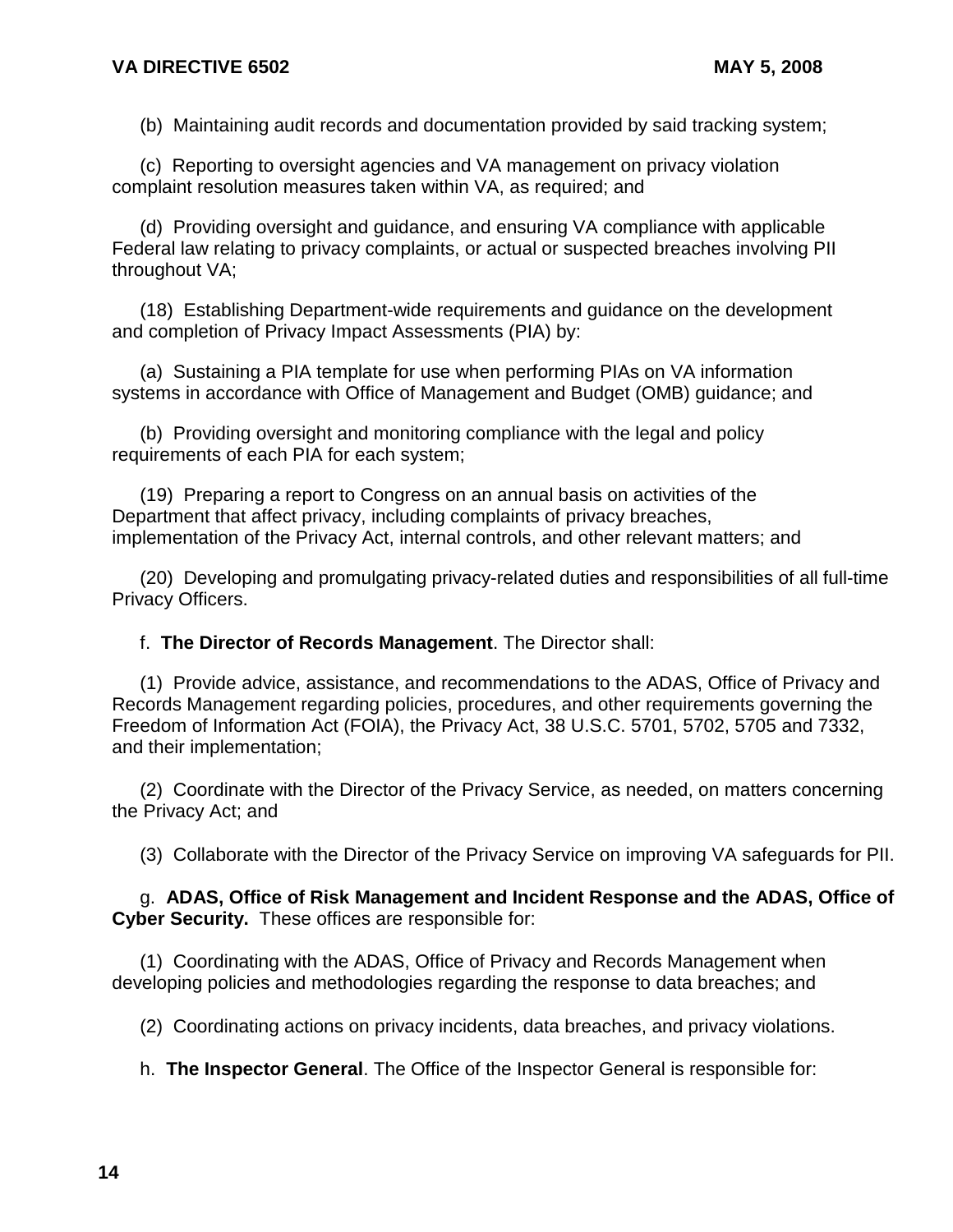(b) Maintaining audit records and documentation provided by said tracking system;

(c) Reporting to oversight agencies and VA management on privacy violation complaint resolution measures taken within VA, as required; and

(d) Providing oversight and guidance, and ensuring VA compliance with applicable Federal law relating to privacy complaints, or actual or suspected breaches involving PII throughout VA;

(18) Establishing Department-wide requirements and guidance on the development and completion of Privacy Impact Assessments (PIA) by:

(a) Sustaining a PIA template for use when performing PIAs on VA information systems in accordance with Office of Management and Budget (OMB) guidance; and

(b) Providing oversight and monitoring compliance with the legal and policy requirements of each PIA for each system;

(19) Preparing a report to Congress on an annual basis on activities of the Department that affect privacy, including complaints of privacy breaches, implementation of the Privacy Act, internal controls, and other relevant matters; and

(20) Developing and promulgating privacy-related duties and responsibilities of all full-time Privacy Officers.

f. **The Director of Records Management**. The Director shall:

(1) Provide advice, assistance, and recommendations to the ADAS, Office of Privacy and Records Management regarding policies, procedures, and other requirements governing the Freedom of Information Act (FOIA), the Privacy Act, 38 U.S.C. 5701, 5702, 5705 and 7332, and their implementation;

(2) Coordinate with the Director of the Privacy Service, as needed, on matters concerning the Privacy Act; and

(3) Collaborate with the Director of the Privacy Service on improving VA safeguards for PII.

g. **ADAS, Office of Risk Management and Incident Response and the ADAS, Office of Cyber Security.** These offices are responsible for:

(1) Coordinating with the ADAS, Office of Privacy and Records Management when developing policies and methodologies regarding the response to data breaches; and

(2) Coordinating actions on privacy incidents, data breaches, and privacy violations.

h. **The Inspector General**. The Office of the Inspector General is responsible for: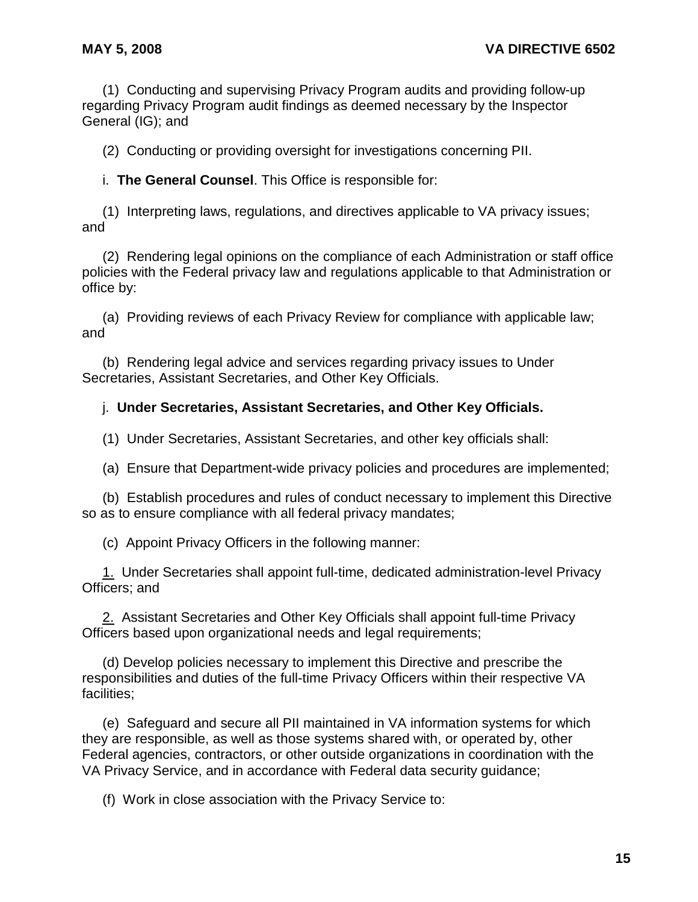(1) Conducting and supervising Privacy Program audits and providing follow-up regarding Privacy Program audit findings as deemed necessary by the Inspector General (IG); and

(2) Conducting or providing oversight for investigations concerning PII.

i. **The General Counsel**. This Office is responsible for:

(1) Interpreting laws, regulations, and directives applicable to VA privacy issues; and

(2) Rendering legal opinions on the compliance of each Administration or staff office policies with the Federal privacy law and regulations applicable to that Administration or office by:

(a) Providing reviews of each Privacy Review for compliance with applicable law; and

(b) Rendering legal advice and services regarding privacy issues to Under Secretaries, Assistant Secretaries, and Other Key Officials.

j. **Under Secretaries, Assistant Secretaries, and Other Key Officials.**

(1) Under Secretaries, Assistant Secretaries, and other key officials shall:

(a) Ensure that Department-wide privacy policies and procedures are implemented;

(b) Establish procedures and rules of conduct necessary to implement this Directive so as to ensure compliance with all federal privacy mandates;

(c) Appoint Privacy Officers in the following manner:

1. Under Secretaries shall appoint full-time, dedicated administration-level Privacy Officers; and

2. Assistant Secretaries and Other Key Officials shall appoint full-time Privacy Officers based upon organizational needs and legal requirements;

(d) Develop policies necessary to implement this Directive and prescribe the responsibilities and duties of the full-time Privacy Officers within their respective VA facilities;

(e) Safeguard and secure all PII maintained in VA information systems for which they are responsible, as well as those systems shared with, or operated by, other Federal agencies, contractors, or other outside organizations in coordination with the VA Privacy Service, and in accordance with Federal data security guidance;

(f) Work in close association with the Privacy Service to: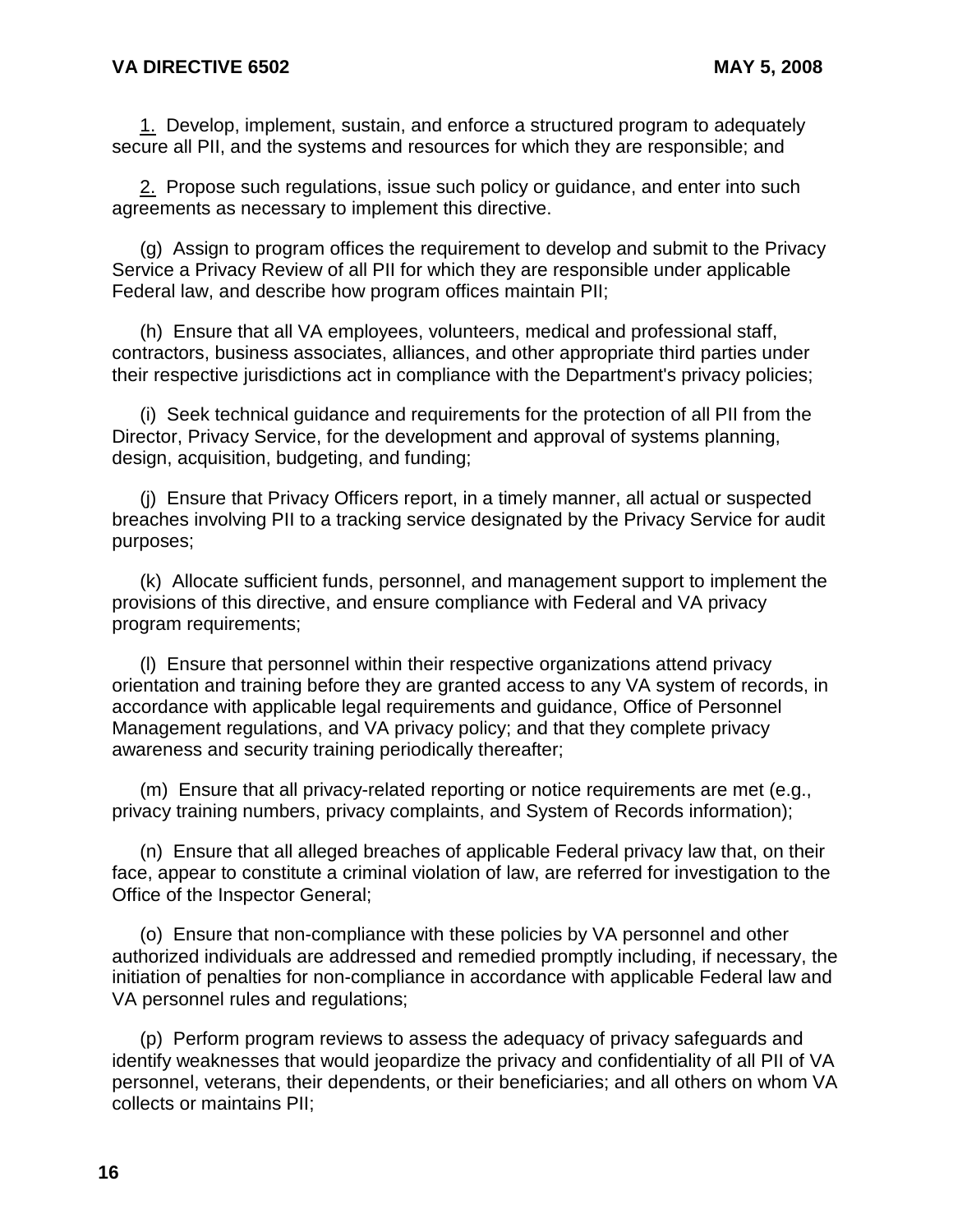1. Develop, implement, sustain, and enforce a structured program to adequately secure all PII, and the systems and resources for which they are responsible; and

2. Propose such regulations, issue such policy or guidance, and enter into such agreements as necessary to implement this directive.

(g) Assign to program offices the requirement to develop and submit to the Privacy Service a Privacy Review of all PII for which they are responsible under applicable Federal law, and describe how program offices maintain PII;

(h) Ensure that all VA employees, volunteers, medical and professional staff, contractors, business associates, alliances, and other appropriate third parties under their respective jurisdictions act in compliance with the Department's privacy policies;

(i) Seek technical guidance and requirements for the protection of all PII from the Director, Privacy Service, for the development and approval of systems planning, design, acquisition, budgeting, and funding;

(j) Ensure that Privacy Officers report, in a timely manner, all actual or suspected breaches involving PII to a tracking service designated by the Privacy Service for audit purposes;

(k) Allocate sufficient funds, personnel, and management support to implement the provisions of this directive, and ensure compliance with Federal and VA privacy program requirements;

(l) Ensure that personnel within their respective organizations attend privacy orientation and training before they are granted access to any VA system of records, in accordance with applicable legal requirements and guidance, Office of Personnel Management regulations, and VA privacy policy; and that they complete privacy awareness and security training periodically thereafter;

(m) Ensure that all privacy-related reporting or notice requirements are met (e.g., privacy training numbers, privacy complaints, and System of Records information);

(n) Ensure that all alleged breaches of applicable Federal privacy law that, on their face, appear to constitute a criminal violation of law, are referred for investigation to the Office of the Inspector General;

(o) Ensure that non-compliance with these policies by VA personnel and other authorized individuals are addressed and remedied promptly including, if necessary, the initiation of penalties for non-compliance in accordance with applicable Federal law and VA personnel rules and regulations;

(p) Perform program reviews to assess the adequacy of privacy safeguards and identify weaknesses that would jeopardize the privacy and confidentiality of all PII of VA personnel, veterans, their dependents, or their beneficiaries; and all others on whom VA collects or maintains PII;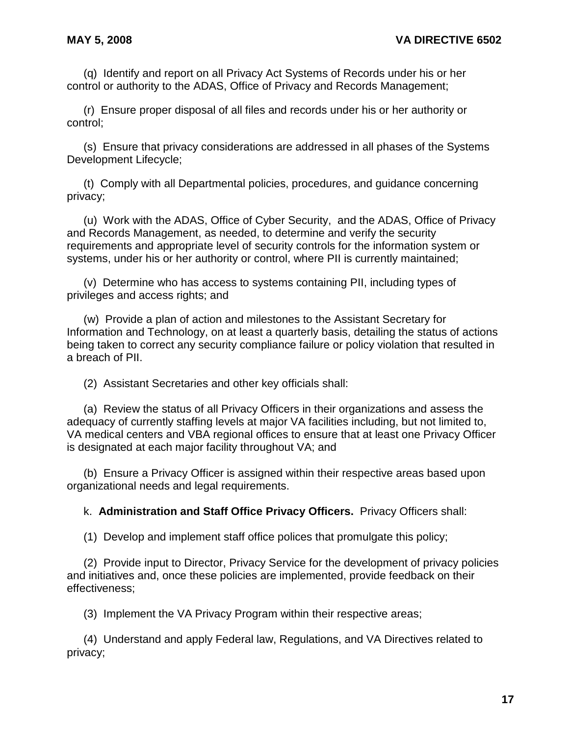(q) Identify and report on all Privacy Act Systems of Records under his or her control or authority to the ADAS, Office of Privacy and Records Management;

(r) Ensure proper disposal of all files and records under his or her authority or control;

(s) Ensure that privacy considerations are addressed in all phases of the Systems Development Lifecycle;

(t) Comply with all Departmental policies, procedures, and guidance concerning privacy;

(u) Work with the ADAS, Office of Cyber Security, and the ADAS, Office of Privacy and Records Management, as needed, to determine and verify the security requirements and appropriate level of security controls for the information system or systems, under his or her authority or control, where PII is currently maintained;

(v) Determine who has access to systems containing PII, including types of privileges and access rights; and

(w) Provide a plan of action and milestones to the Assistant Secretary for Information and Technology, on at least a quarterly basis, detailing the status of actions being taken to correct any security compliance failure or policy violation that resulted in a breach of PII.

(2) Assistant Secretaries and other key officials shall:

(a) Review the status of all Privacy Officers in their organizations and assess the adequacy of currently staffing levels at major VA facilities including, but not limited to, VA medical centers and VBA regional offices to ensure that at least one Privacy Officer is designated at each major facility throughout VA; and

(b) Ensure a Privacy Officer is assigned within their respective areas based upon organizational needs and legal requirements.

k. **Administration and Staff Office Privacy Officers.** Privacy Officers shall:

(1) Develop and implement staff office polices that promulgate this policy;

(2) Provide input to Director, Privacy Service for the development of privacy policies and initiatives and, once these policies are implemented, provide feedback on their effectiveness;

(3) Implement the VA Privacy Program within their respective areas;

(4) Understand and apply Federal law, Regulations, and VA Directives related to privacy;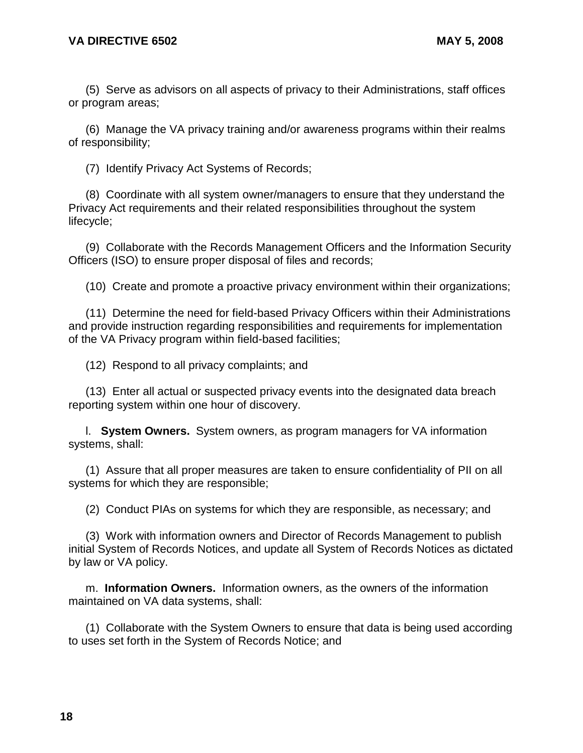(5) Serve as advisors on all aspects of privacy to their Administrations, staff offices or program areas;

(6) Manage the VA privacy training and/or awareness programs within their realms of responsibility;

(7) Identify Privacy Act Systems of Records;

(8) Coordinate with all system owner/managers to ensure that they understand the Privacy Act requirements and their related responsibilities throughout the system lifecycle;

(9) Collaborate with the Records Management Officers and the Information Security Officers (ISO) to ensure proper disposal of files and records;

(10) Create and promote a proactive privacy environment within their organizations;

(11) Determine the need for field-based Privacy Officers within their Administrations and provide instruction regarding responsibilities and requirements for implementation of the VA Privacy program within field-based facilities;

(12) Respond to all privacy complaints; and

(13) Enter all actual or suspected privacy events into the designated data breach reporting system within one hour of discovery.

l. **System Owners.** System owners, as program managers for VA information systems, shall:

(1) Assure that all proper measures are taken to ensure confidentiality of PII on all systems for which they are responsible;

(2) Conduct PIAs on systems for which they are responsible, as necessary; and

(3) Work with information owners and Director of Records Management to publish initial System of Records Notices, and update all System of Records Notices as dictated by law or VA policy.

m. **Information Owners.** Information owners, as the owners of the information maintained on VA data systems, shall:

(1) Collaborate with the System Owners to ensure that data is being used according to uses set forth in the System of Records Notice; and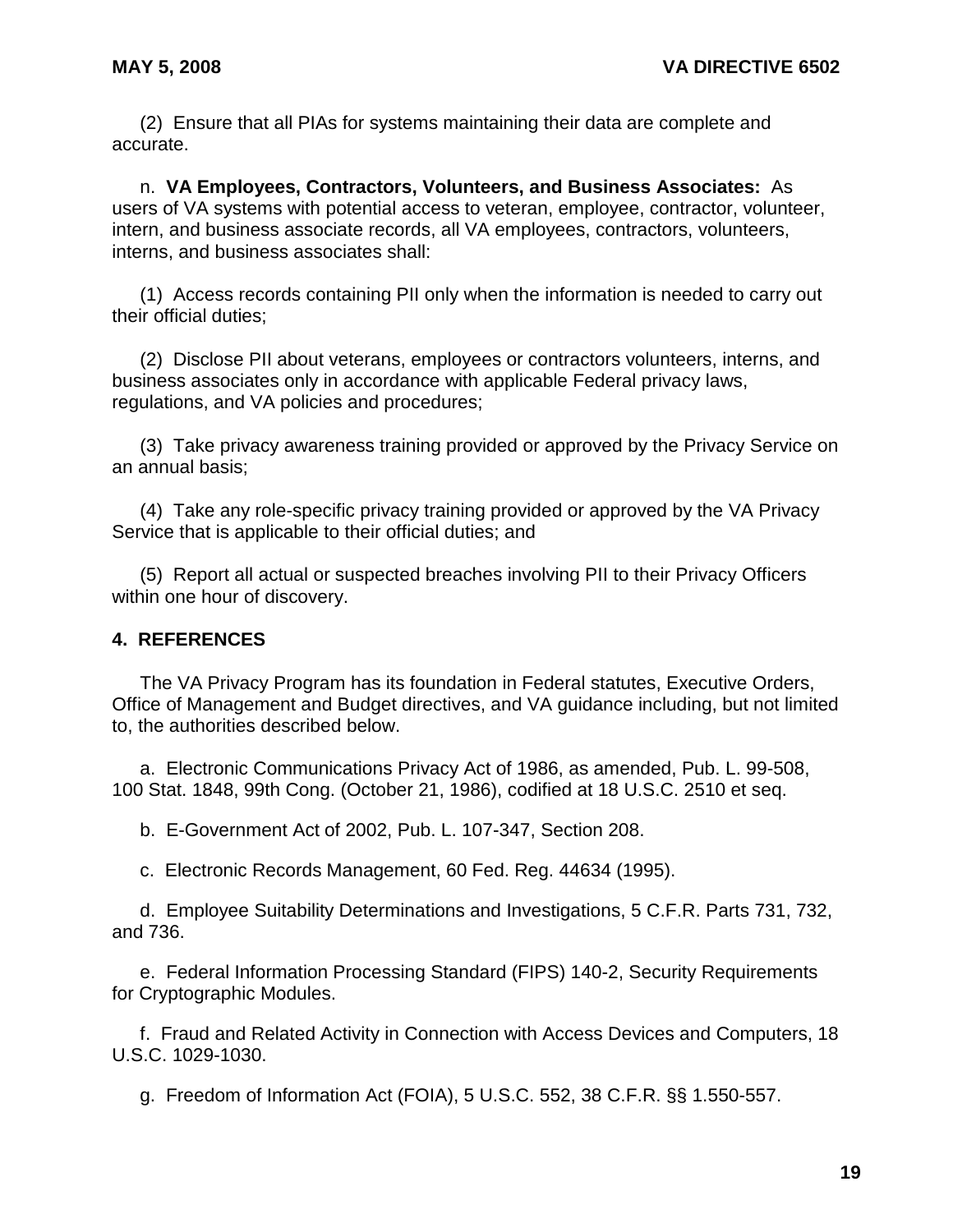(2) Ensure that all PIAs for systems maintaining their data are complete and accurate.

n. **VA Employees, Contractors, Volunteers, and Business Associates:** As users of VA systems with potential access to veteran, employee, contractor, volunteer, intern, and business associate records, all VA employees, contractors, volunteers, interns, and business associates shall:

(1) Access records containing PII only when the information is needed to carry out their official duties;

(2) Disclose PII about veterans, employees or contractors volunteers, interns, and business associates only in accordance with applicable Federal privacy laws, regulations, and VA policies and procedures;

(3) Take privacy awareness training provided or approved by the Privacy Service on an annual basis;

(4) Take any role-specific privacy training provided or approved by the VA Privacy Service that is applicable to their official duties; and

(5) Report all actual or suspected breaches involving PII to their Privacy Officers within one hour of discovery.

## 4. REFERENCES

The VA Privacy Program has its foundation in Federal statutes, Executive Orders, Office of Management and Budget directives, and VA guidance including, but not limited to, the authorities described below.

a. Electronic Communications Privacy Act of 1986, as amended, Pub. L. 99-508, 100 Stat. 1848, 99th Cong. (October 21, 1986), codified at 18 U.S.C. 2510 et seq.

b. E-Government Act of 2002, Pub. L. 107-347, Section 208.

c. Electronic Records Management, 60 Fed. Reg. 44634 (1995).

d. Employee Suitability Determinations and Investigations, 5 C.F.R. Parts 731, 732, and 736.

e. Federal Information Processing Standard (FIPS) 140-2, Security Requirements for Cryptographic Modules.

f. Fraud and Related Activity in Connection with Access Devices and Computers, 18 U.S.C. 1029-1030.

g. Freedom of Information Act (FOIA), 5 U.S.C. 552, 38 C.F.R. §§ 1.550-557.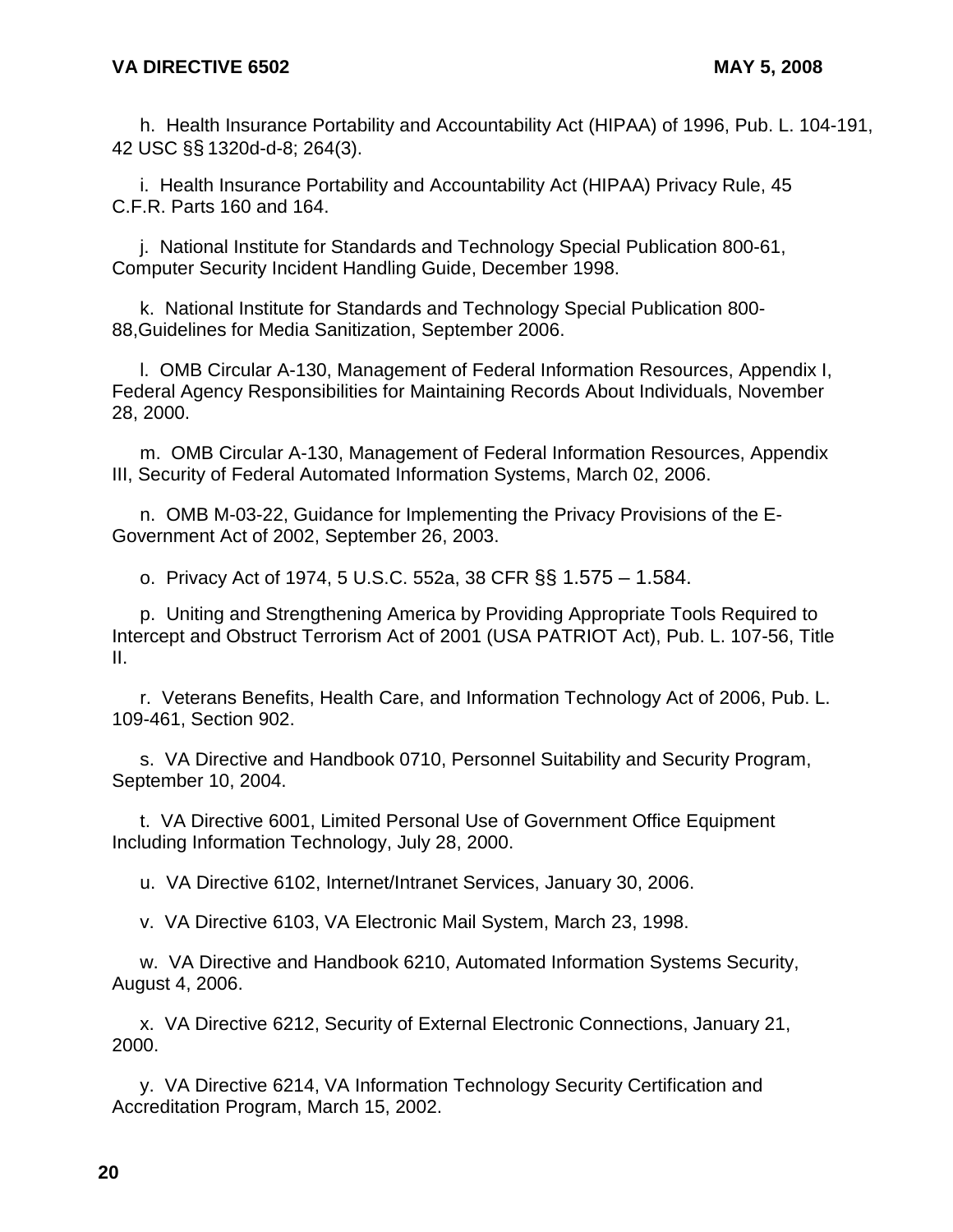h. Health Insurance Portability and Accountability Act (HIPAA) of 1996, Pub. L. 104-191, 42 USC §§ 1320d-d-8; 264(3).

i. Health Insurance Portability and Accountability Act (HIPAA) Privacy Rule, 45 C.F.R. Parts 160 and 164.

j. National Institute for Standards and Technology Special Publication 800-61, Computer Security Incident Handling Guide, December 1998.

k. National Institute for Standards and Technology Special Publication 800-88,Guidelines for Media Sanitization, September 2006.

l. OMB Circular A-130, Management of Federal Information Resources, Appendix I, Federal Agency Responsibilities for Maintaining Records About Individuals, November 28, 2000.

m. OMB Circular A-130, Management of Federal Information Resources, Appendix III, Security of Federal Automated Information Systems, March 02, 2006.

n. OMB M-03-22, Guidance for Implementing the Privacy Provisions of the E-Government Act of 2002, September 26, 2003.

o. Privacy Act of 1974, 5 U.S.C. 552a, 38 CFR §§ 1.575 – 1.584.

p. Uniting and Strengthening America by Providing Appropriate Tools Required to Intercept and Obstruct Terrorism Act of 2001 (USA PATRIOT Act), Pub. L. 107-56, Title II.

r. Veterans Benefits, Health Care, and Information Technology Act of 2006, Pub. L. 109-461, Section 902.

s. VA Directive and Handbook 0710, Personnel Suitability and Security Program, September 10, 2004.

t. VA Directive 6001, Limited Personal Use of Government Office Equipment Including Information Technology, July 28, 2000.

u. VA Directive 6102, Internet/Intranet Services, January 30, 2006.

v. VA Directive 6103, VA Electronic Mail System, March 23, 1998.

w. VA Directive and Handbook 6210, Automated Information Systems Security, August 4, 2006.

x. VA Directive 6212, Security of External Electronic Connections, January 21, 2000.

y. VA Directive 6214, VA Information Technology Security Certification and Accreditation Program, March 15, 2002.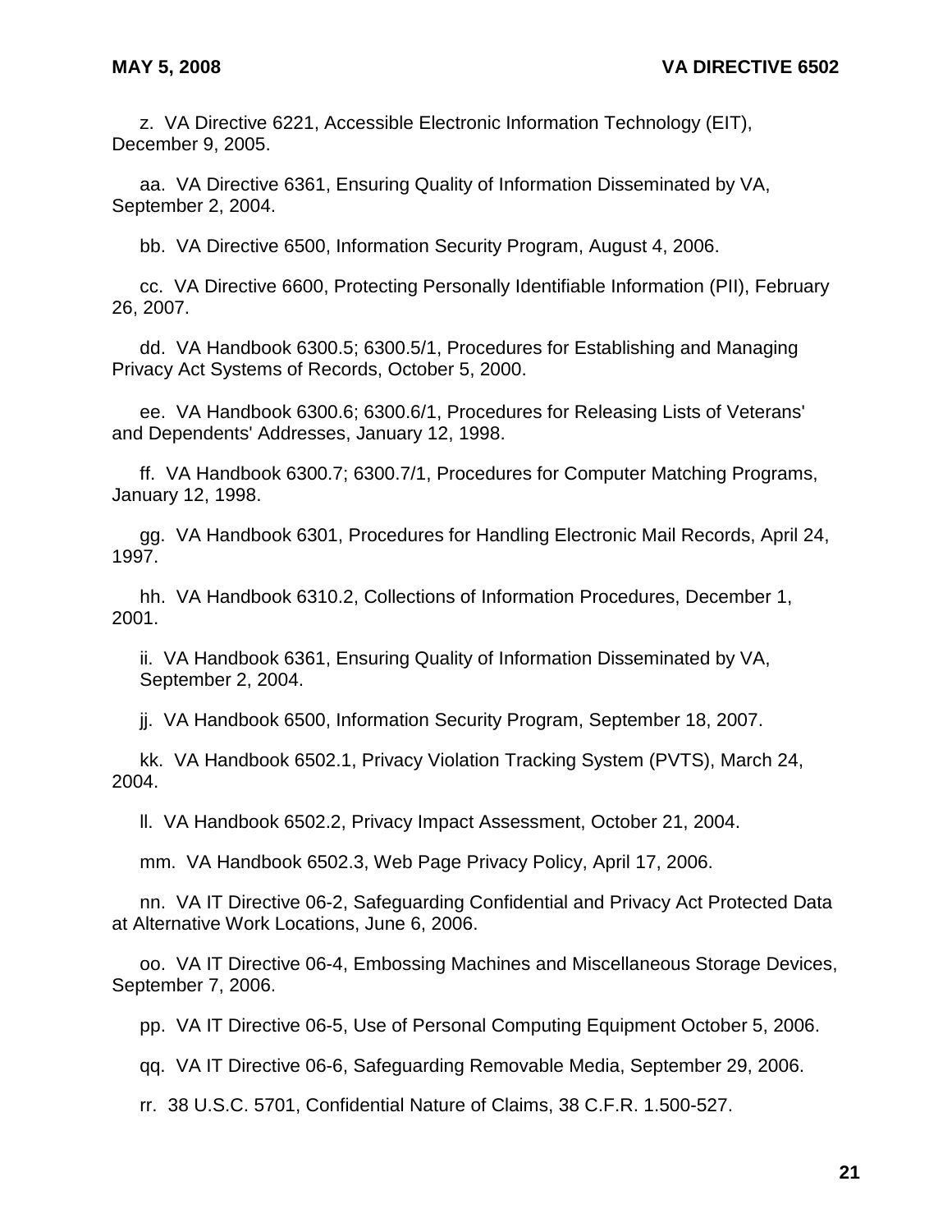z. VA Directive 6221, Accessible Electronic Information Technology (EIT), December 9, 2005.

aa. VA Directive 6361, Ensuring Quality of Information Disseminated by VA, September 2, 2004.

bb. VA Directive 6500, Information Security Program, August 4, 2006.

cc. VA Directive 6600, Protecting Personally Identifiable Information (PII), February 26, 2007.

dd. VA Handbook 6300.5; 6300.5/1, Procedures for Establishing and Managing Privacy Act Systems of Records, October 5, 2000.

ee. VA Handbook 6300.6; 6300.6/1, Procedures for Releasing Lists of Veterans' and Dependents' Addresses, January 12, 1998.

ff. VA Handbook 6300.7; 6300.7/1, Procedures for Computer Matching Programs, January 12, 1998.

gg. VA Handbook 6301, Procedures for Handling Electronic Mail Records, April 24, 1997.

hh. VA Handbook 6310.2, Collections of Information Procedures, December 1, 2001.

ii. VA Handbook 6361, Ensuring Quality of Information Disseminated by VA, September 2, 2004.

jj. VA Handbook 6500, Information Security Program, September 18, 2007.

kk. VA Handbook 6502.1, Privacy Violation Tracking System (PVTS), March 24, 2004.

ll. VA Handbook 6502.2, Privacy Impact Assessment, October 21, 2004.

mm. VA Handbook 6502.3, Web Page Privacy Policy, April 17, 2006.

nn. VA IT Directive 06-2, Safeguarding Confidential and Privacy Act Protected Data at Alternative Work Locations, June 6, 2006.

oo. VA IT Directive 06-4, Embossing Machines and Miscellaneous Storage Devices, September 7, 2006.

pp. VA IT Directive 06-5, Use of Personal Computing Equipment October 5, 2006.

qq. VA IT Directive 06-6, Safeguarding Removable Media, September 29, 2006.

rr. 38 U.S.C. 5701, Confidential Nature of Claims, 38 C.F.R. 1.500-527.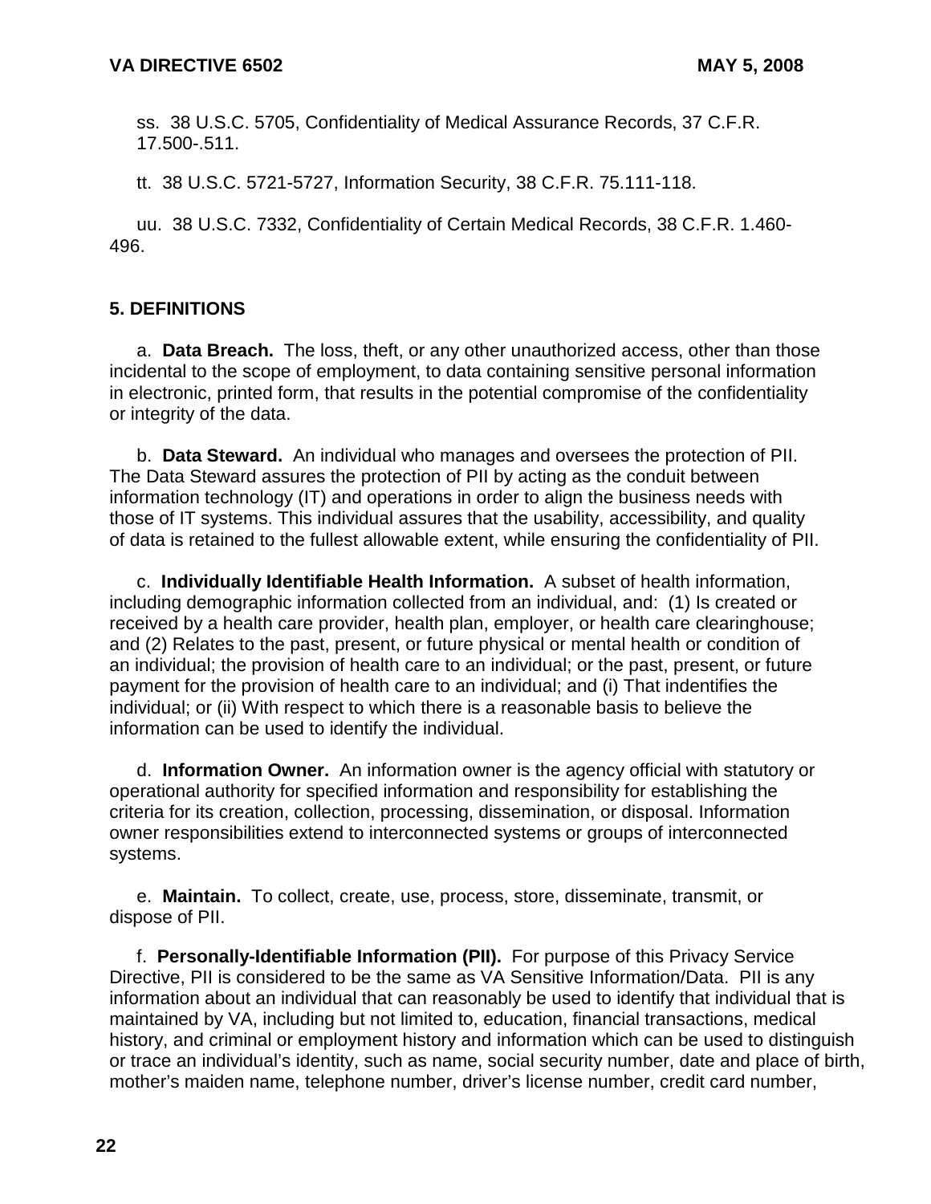ss. 38 U.S.C. 5705, Confidentiality of Medical Assurance Records, 37 C.F.R. 17.500-.511.

tt. 38 U.S.C. 5721-5727, Information Security, 38 C.F.R. 75.111-118.

uu. 38 U.S.C. 7332, Confidentiality of Certain Medical Records, 38 C.F.R. 1.460-496.

## 5. DEFINITIONS

a. **Data Breach.** The loss, theft, or any other unauthorized access, other than those incidental to the scope of employment, to data containing sensitive personal information in electronic, printed form, that results in the potential compromise of the confidentiality or integrity of the data.

b. **Data Steward.** An individual who manages and oversees the protection of PII. The Data Steward assures the protection of PII by acting as the conduit between information technology (IT) and operations in order to align the business needs with those of IT systems. This individual assures that the usability, accessibility, and quality of data is retained to the fullest allowable extent, while ensuring the confidentiality of PII.

c. **Individually Identifiable Health Information.** A subset of health information, including demographic information collected from an individual, and: (1) Is created or received by a health care provider, health plan, employer, or health care clearinghouse; and (2) Relates to the past, present, or future physical or mental health or condition of an individual; the provision of health care to an individual; or the past, present, or future payment for the provision of health care to an individual; and (i) That indentifies the individual; or (ii) With respect to which there is a reasonable basis to believe the information can be used to identify the individual.

d. **Information Owner.** An information owner is the agency official with statutory or operational authority for specified information and responsibility for establishing the criteria for its creation, collection, processing, dissemination, or disposal. Information owner responsibilities extend to interconnected systems or groups of interconnected systems.

e. **Maintain.** To collect, create, use, process, store, disseminate, transmit, or dispose of PII.

f. **Personally-Identifiable Information (PII).** For purpose of this Privacy Service Directive, PII is considered to be the same as VA Sensitive Information/Data. PII is any information about an individual that can reasonably be used to identify that individual that is maintained by VA, including but not limited to, education, financial transactions, medical history, and criminal or employment history and information which can be used to distinguish or trace an individual's identity, such as name, social security number, date and place of birth, mother's maiden name, telephone number, driver's license number, credit card number,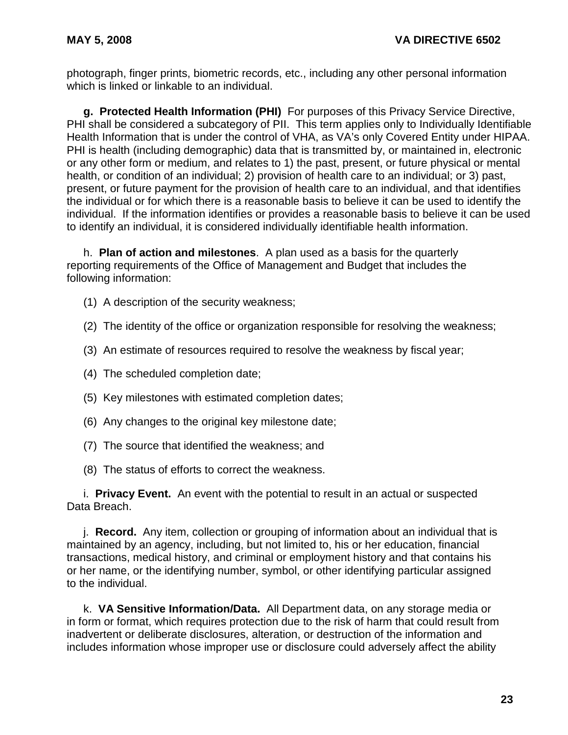photograph, finger prints, biometric records, etc., including any other personal information which is linked or linkable to an individual.

**g. Protected Health Information (PHI)** For purposes of this Privacy Service Directive, PHI shall be considered a subcategory of PII. This term applies only to Individually Identifiable Health Information that is under the control of VHA, as VA's only Covered Entity under HIPAA. PHI is health (including demographic) data that is transmitted by, or maintained in, electronic or any other form or medium, and relates to 1) the past, present, or future physical or mental health, or condition of an individual; 2) provision of health care to an individual; or 3) past, present, or future payment for the provision of health care to an individual, and that identifies the individual or for which there is a reasonable basis to believe it can be used to identify the individual. If the information identifies or provides a reasonable basis to believe it can be used to identify an individual, it is considered individually identifiable health information.

h. **Plan of action and milestones**. A plan used as a basis for the quarterly reporting requirements of the Office of Management and Budget that includes the following information:

(1) A description of the security weakness;

(2) The identity of the office or organization responsible for resolving the weakness;

(3) An estimate of resources required to resolve the weakness by fiscal year;

(4) The scheduled completion date;

(5) Key milestones with estimated completion dates;

(6) Any changes to the original key milestone date;

(7) The source that identified the weakness; and

(8) The status of efforts to correct the weakness.

i. **Privacy Event.** An event with the potential to result in an actual or suspected Data Breach.

j. **Record.** Any item, collection or grouping of information about an individual that is maintained by an agency, including, but not limited to, his or her education, financial transactions, medical history, and criminal or employment history and that contains his or her name, or the identifying number, symbol, or other identifying particular assigned to the individual.

k. **VA Sensitive Information/Data.** All Department data, on any storage media or in form or format, which requires protection due to the risk of harm that could result from inadvertent or deliberate disclosures, alteration, or destruction of the information and includes information whose improper use or disclosure could adversely affect the ability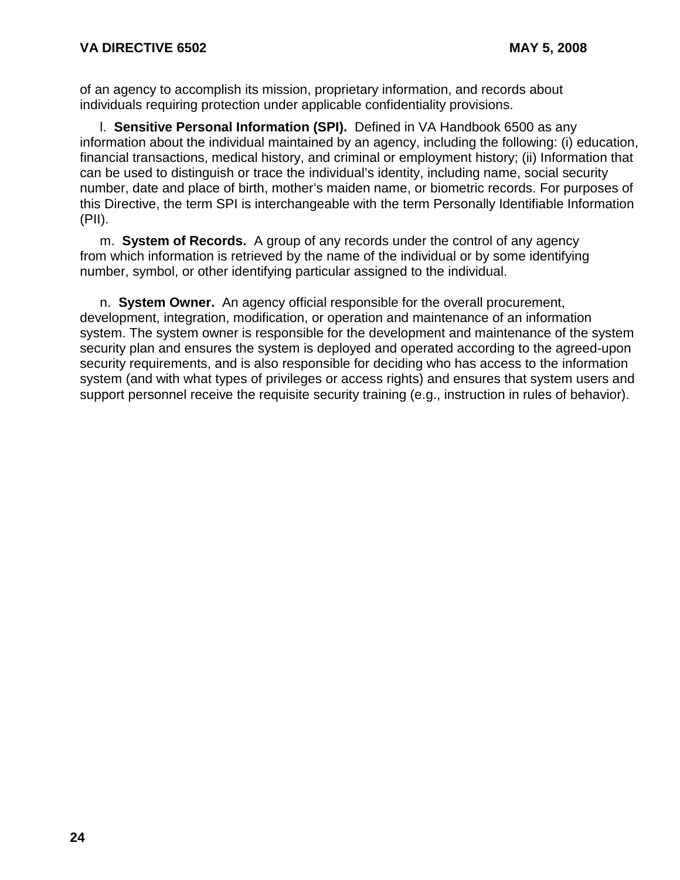of an agency to accomplish its mission, proprietary information, and records about individuals requiring protection under applicable confidentiality provisions.

l. **Sensitive Personal Information (SPI).** Defined in VA Handbook 6500 as any information about the individual maintained by an agency, including the following: (i) education, financial transactions, medical history, and criminal or employment history; (ii) Information that can be used to distinguish or trace the individual's identity, including name, social security number, date and place of birth, mother's maiden name, or biometric records. For purposes of this Directive, the term SPI is interchangeable with the term Personally Identifiable Information (PII).

m. **System of Records.** A group of any records under the control of any agency from which information is retrieved by the name of the individual or by some identifying number, symbol, or other identifying particular assigned to the individual.

n. **System Owner.** An agency official responsible for the overall procurement, development, integration, modification, or operation and maintenance of an information system. The system owner is responsible for the development and maintenance of the system security plan and ensures the system is deployed and operated according to the agreed-upon security requirements, and is also responsible for deciding who has access to the information system (and with what types of privileges or access rights) and ensures that system users and support personnel receive the requisite security training (e.g., instruction in rules of behavior).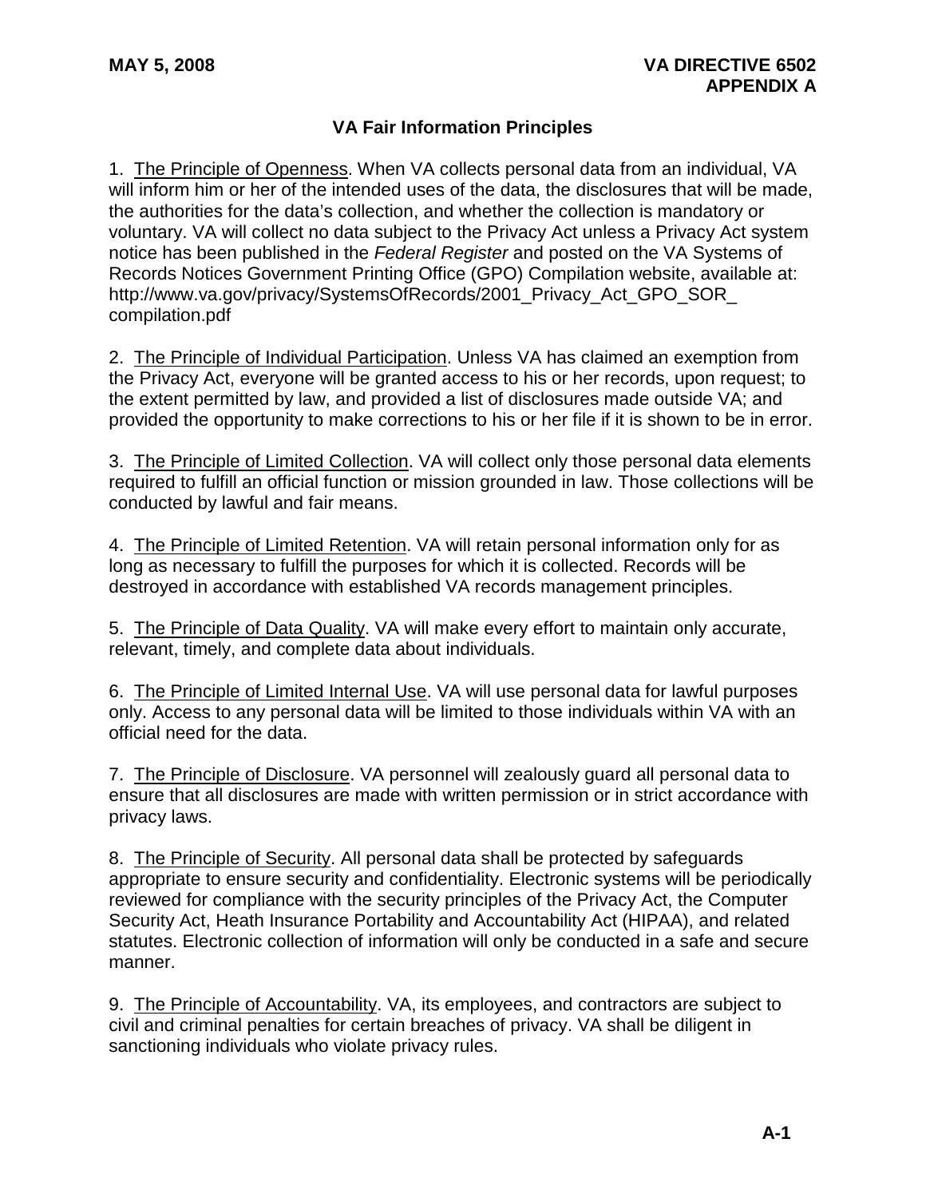## VA Fair Information Principles

1. The Principle of Openness. When VA collects personal data from an individual, VA will inform him or her of the intended uses of the data, the disclosures that will be made, the authorities for the data's collection, and whether the collection is mandatory or voluntary. VA will collect no data subject to the Privacy Act unless a Privacy Act system notice has been published in the *Federal Register* and posted on the VA Systems of Records Notices Government Printing Office (GPO) Compilation website, available at: http://www.va.gov/privacy/SystemsOfRecords/2001_Privacy_Act_GPO_SOR_compilation.pdf

2. The Principle of Individual Participation. Unless VA has claimed an exemption from the Privacy Act, everyone will be granted access to his or her records, upon request; to the extent permitted by law, and provided a list of disclosures made outside VA; and provided the opportunity to make corrections to his or her file if it is shown to be in error.

3. The Principle of Limited Collection. VA will collect only those personal data elements required to fulfill an official function or mission grounded in law. Those collections will be conducted by lawful and fair means.

4. The Principle of Limited Retention. VA will retain personal information only for as long as necessary to fulfill the purposes for which it is collected. Records will be destroyed in accordance with established VA records management principles.

5. The Principle of Data Quality. VA will make every effort to maintain only accurate, relevant, timely, and complete data about individuals.

6. The Principle of Limited Internal Use. VA will use personal data for lawful purposes only. Access to any personal data will be limited to those individuals within VA with an official need for the data.

7. The Principle of Disclosure. VA personnel will zealously guard all personal data to ensure that all disclosures are made with written permission or in strict accordance with privacy laws.

8. The Principle of Security. All personal data shall be protected by safeguards appropriate to ensure security and confidentiality. Electronic systems will be periodically reviewed for compliance with the security principles of the Privacy Act, the Computer Security Act, Heath Insurance Portability and Accountability Act (HIPAA), and related statutes. Electronic collection of information will only be conducted in a safe and secure manner.

9. The Principle of Accountability. VA, its employees, and contractors are subject to civil and criminal penalties for certain breaches of privacy. VA shall be diligent in sanctioning individuals who violate privacy rules.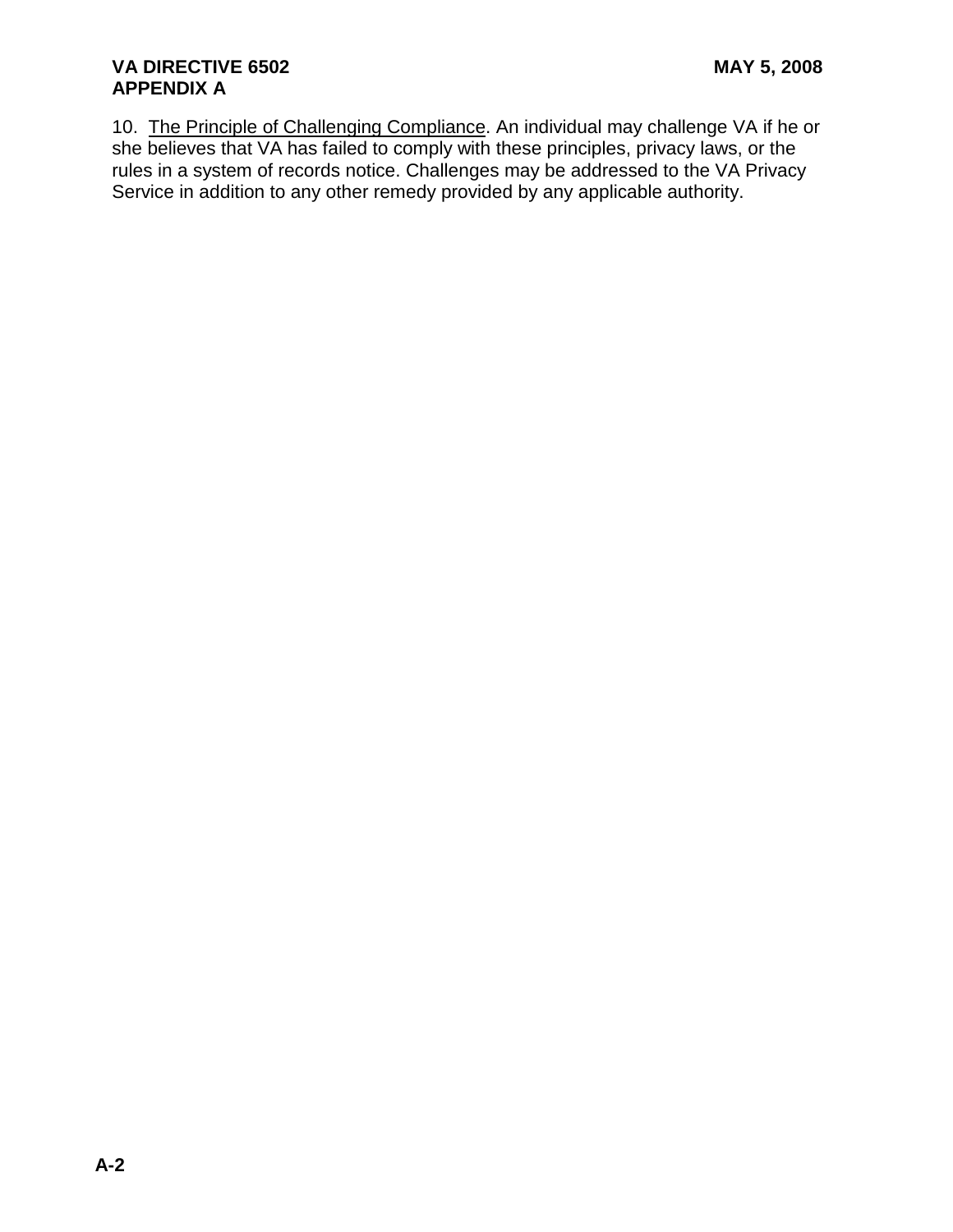10. The Principle of Challenging Compliance. An individual may challenge VA if he or she believes that VA has failed to comply with these principles, privacy laws, or the rules in a system of records notice. Challenges may be addressed to the VA Privacy Service in addition to any other remedy provided by any applicable authority.